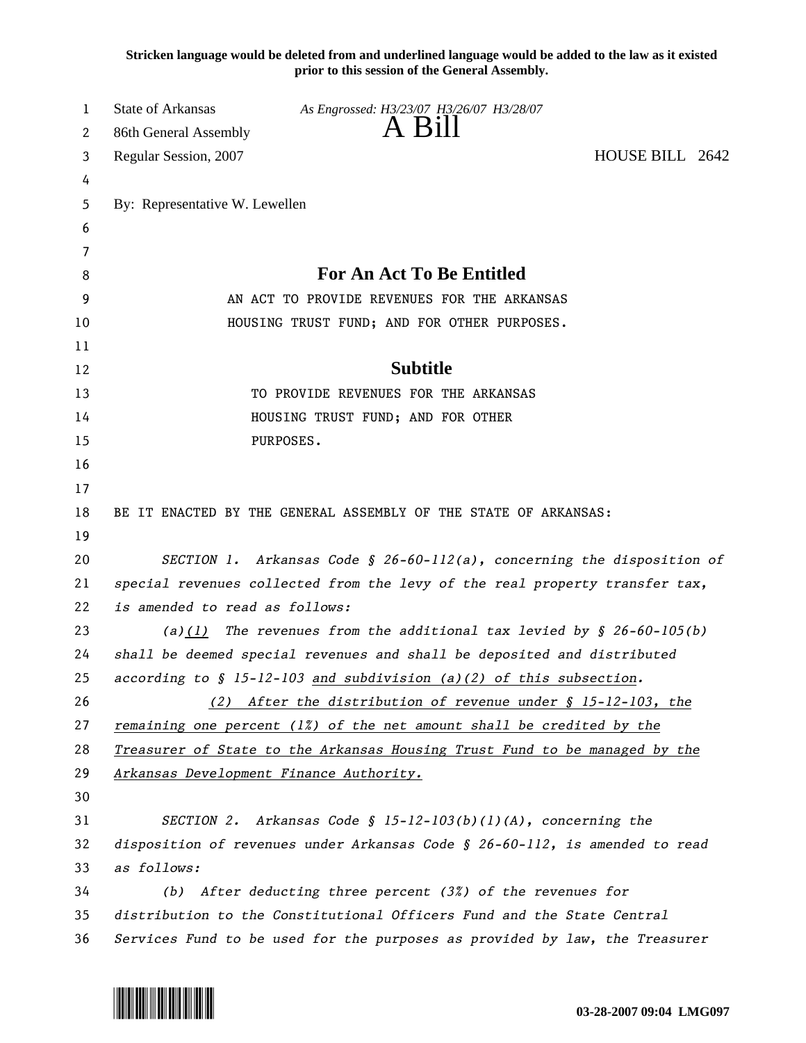**Stricken language would be deleted from and underlined language would be added to the law as it existed prior to this session of the General Assembly.**

State of Arkansas
86th General Assembly
Regular Session, 2007

*As Engrossed: H3/23/07 H3/26/07 H3/28/07*

# A Bill

HOUSE BILL 2642

By: Representative W. Lewellen

## For An Act To Be Entitled

AN ACT TO PROVIDE REVENUES FOR THE ARKANSAS HOUSING TRUST FUND; AND FOR OTHER PURPOSES.

## Subtitle

TO PROVIDE REVENUES FOR THE ARKANSAS HOUSING TRUST FUND; AND FOR OTHER PURPOSES.

BE IT ENACTED BY THE GENERAL ASSEMBLY OF THE STATE OF ARKANSAS:

*SECTION 1. Arkansas Code § 26-60-112(a), concerning the disposition of special revenues collected from the levy of the real property transfer tax, is amended to read as follows:*

*(a)<u>(1)</u> The revenues from the additional tax levied by § 26-60-105(b) shall be deemed special revenues and shall be deposited and distributed according to § 15-12-103 <u>and subdivision (a)(2) of this subsection</u>.*

*<u>(2) After the distribution of revenue under § 15-12-103, the remaining one percent (1%) of the net amount shall be credited by the Treasurer of State to the Arkansas Housing Trust Fund to be managed by the Arkansas Development Finance Authority.</u>*

*SECTION 2. Arkansas Code § 15-12-103(b)(1)(A), concerning the disposition of revenues under Arkansas Code § 26-60-112, is amended to read as follows:*

*(b) After deducting three percent (3%) of the revenues for distribution to the Constitutional Officers Fund and the State Central Services Fund to be used for the purposes as provided by law, the Treasurer*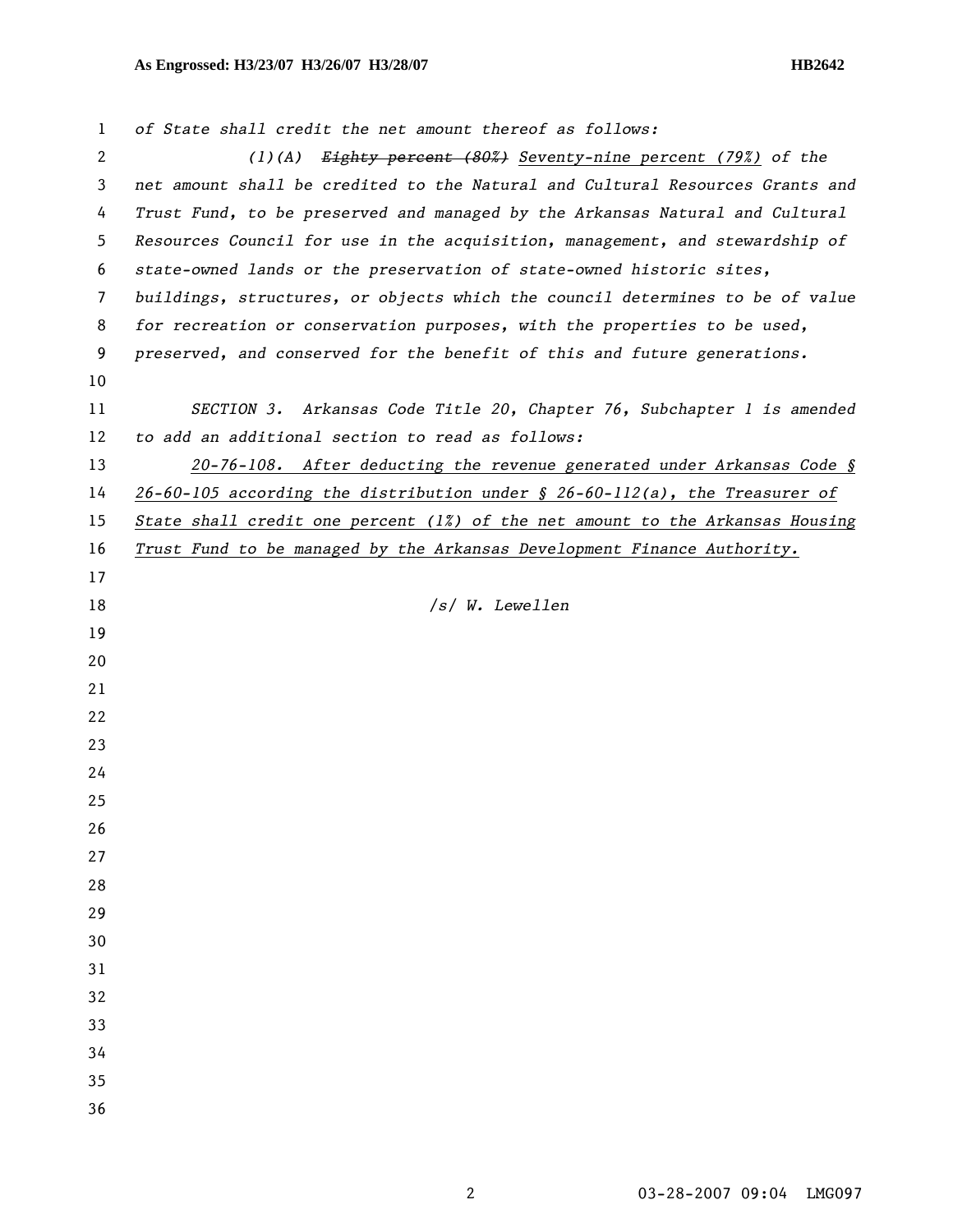*of State shall credit the net amount thereof as follows:*

*(1)(A) ~~Eighty percent (80%)~~ <u>Seventy-nine percent (79%)</u> of the net amount shall be credited to the Natural and Cultural Resources Grants and Trust Fund, to be preserved and managed by the Arkansas Natural and Cultural Resources Council for use in the acquisition, management, and stewardship of state-owned lands or the preservation of state-owned historic sites, buildings, structures, or objects which the council determines to be of value for recreation or conservation purposes, with the properties to be used, preserved, and conserved for the benefit of this and future generations.*

*SECTION 3. Arkansas Code Title 20, Chapter 76, Subchapter 1 is amended to add an additional section to read as follows:*

*<u>20-76-108. After deducting the revenue generated under Arkansas Code § 26-60-105 according the distribution under § 26-60-112(a), the Treasurer of State shall credit one percent (1%) of the net amount to the Arkansas Housing Trust Fund to be managed by the Arkansas Development Finance Authority.</u>*

*/s/ W. Lewellen*